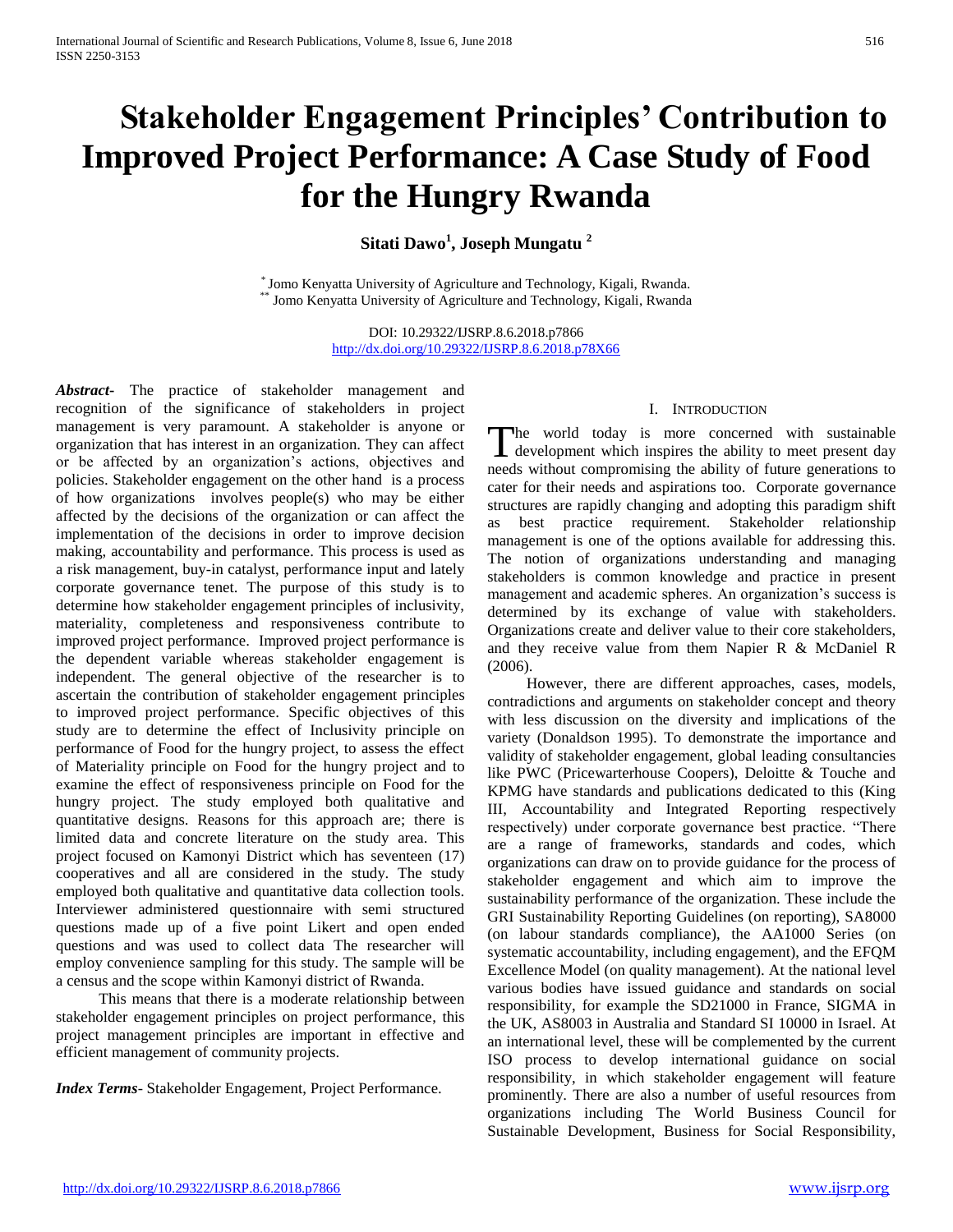# Stakeholder Engagement Principles' Contribution to Improved Project Performance: A Case Study of Food for the Hungry Rwanda

**Sitati Dawo[1], Joseph Mungatu [2]**

[*] Jomo Kenyatta University of Agriculture and Technology, Kigali, Rwanda.
[**] Jomo Kenyatta University of Agriculture and Technology, Kigali, Rwanda

DOI: 10.29322/IJSRP.8.6.2018.p7866
http://dx.doi.org/10.29322/IJSRP.8.6.2018.p78X66

***Abstract-*** The practice of stakeholder management and recognition of the significance of stakeholders in project management is very paramount. A stakeholder is anyone or organization that has interest in an organization. They can affect or be affected by an organization's actions, objectives and policies. Stakeholder engagement on the other hand is a process of how organizations involves people(s) who may be either affected by the decisions of the organization or can affect the implementation of the decisions in order to improve decision making, accountability and performance. This process is used as a risk management, buy-in catalyst, performance input and lately corporate governance tenet. The purpose of this study is to determine how stakeholder engagement principles of inclusivity, materiality, completeness and responsiveness contribute to improved project performance. Improved project performance is the dependent variable whereas stakeholder engagement is independent. The general objective of the researcher is to ascertain the contribution of stakeholder engagement principles to improved project performance. Specific objectives of this study are to determine the effect of Inclusivity principle on performance of Food for the hungry project, to assess the effect of Materiality principle on Food for the hungry project and to examine the effect of responsiveness principle on Food for the hungry project. The study employed both qualitative and quantitative designs. Reasons for this approach are; there is limited data and concrete literature on the study area. This project focused on Kamonyi District which has seventeen (17) cooperatives and all are considered in the study. The study employed both qualitative and quantitative data collection tools. Interviewer administered questionnaire with semi structured questions made up of a five point Likert and open ended questions and was used to collect data The researcher will employ convenience sampling for this study. The sample will be a census and the scope within Kamonyi district of Rwanda.

This means that there is a moderate relationship between stakeholder engagement principles on project performance, this project management principles are important in effective and efficient management of community projects.

***Index Terms*-** Stakeholder Engagement, Project Performance.

## I. Introduction

The world today is more concerned with sustainable development which inspires the ability to meet present day needs without compromising the ability of future generations to cater for their needs and aspirations too. Corporate governance structures are rapidly changing and adopting this paradigm shift as best practice requirement. Stakeholder relationship management is one of the options available for addressing this. The notion of organizations understanding and managing stakeholders is common knowledge and practice in present management and academic spheres. An organization's success is determined by its exchange of value with stakeholders. Organizations create and deliver value to their core stakeholders, and they receive value from them Napier R & McDaniel R (2006).

However, there are different approaches, cases, models, contradictions and arguments on stakeholder concept and theory with less discussion on the diversity and implications of the variety (Donaldson 1995). To demonstrate the importance and validity of stakeholder engagement, global leading consultancies like PWC (Pricewarterhouse Coopers), Deloitte & Touche and KPMG have standards and publications dedicated to this (King III, Accountability and Integrated Reporting respectively respectively) under corporate governance best practice. "There are a range of frameworks, standards and codes, which organizations can draw on to provide guidance for the process of stakeholder engagement and which aim to improve the sustainability performance of the organization. These include the GRI Sustainability Reporting Guidelines (on reporting), SA8000 (on labour standards compliance), the AA1000 Series (on systematic accountability, including engagement), and the EFQM Excellence Model (on quality management). At the national level various bodies have issued guidance and standards on social responsibility, for example the SD21000 in France, SIGMA in the UK, AS8003 in Australia and Standard SI 10000 in Israel. At an international level, these will be complemented by the current ISO process to develop international guidance on social responsibility, in which stakeholder engagement will feature prominently. There are also a number of useful resources from organizations including The World Business Council for Sustainable Development, Business for Social Responsibility,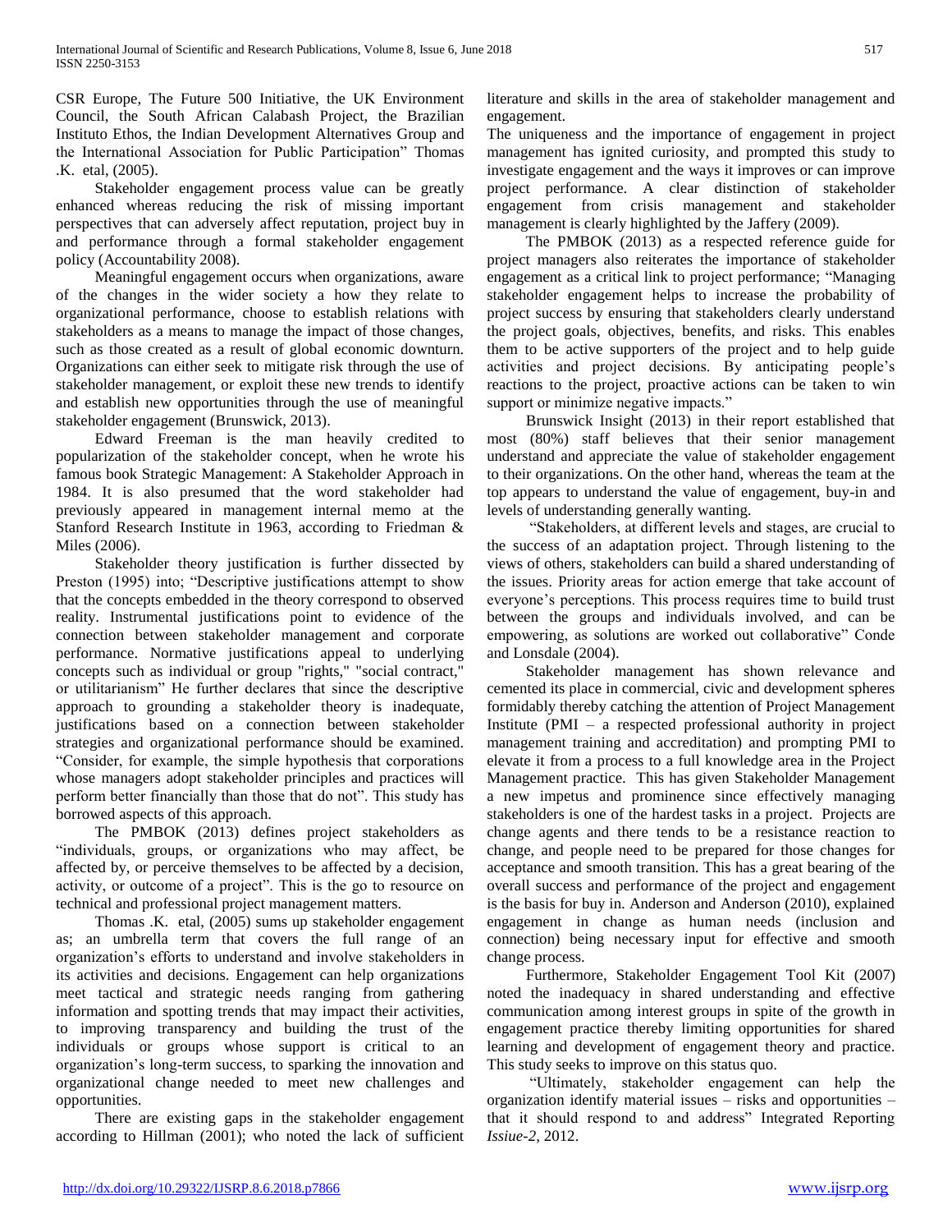CSR Europe, The Future 500 Initiative, the UK Environment Council, the South African Calabash Project, the Brazilian Instituto Ethos, the Indian Development Alternatives Group and the International Association for Public Participation" Thomas .K. etal, (2005).

Stakeholder engagement process value can be greatly enhanced whereas reducing the risk of missing important perspectives that can adversely affect reputation, project buy in and performance through a formal stakeholder engagement policy (Accountability 2008).

Meaningful engagement occurs when organizations, aware of the changes in the wider society a how they relate to organizational performance, choose to establish relations with stakeholders as a means to manage the impact of those changes, such as those created as a result of global economic downturn. Organizations can either seek to mitigate risk through the use of stakeholder management, or exploit these new trends to identify and establish new opportunities through the use of meaningful stakeholder engagement (Brunswick, 2013).

Edward Freeman is the man heavily credited to popularization of the stakeholder concept, when he wrote his famous book Strategic Management: A Stakeholder Approach in 1984. It is also presumed that the word stakeholder had previously appeared in management internal memo at the Stanford Research Institute in 1963, according to Friedman & Miles (2006).

Stakeholder theory justification is further dissected by Preston (1995) into; "Descriptive justifications attempt to show that the concepts embedded in the theory correspond to observed reality. Instrumental justifications point to evidence of the connection between stakeholder management and corporate performance. Normative justifications appeal to underlying concepts such as individual or group "rights," "social contract," or utilitarianism" He further declares that since the descriptive approach to grounding a stakeholder theory is inadequate, justifications based on a connection between stakeholder strategies and organizational performance should be examined. "Consider, for example, the simple hypothesis that corporations whose managers adopt stakeholder principles and practices will perform better financially than those that do not". This study has borrowed aspects of this approach.

The PMBOK (2013) defines project stakeholders as "individuals, groups, or organizations who may affect, be affected by, or perceive themselves to be affected by a decision, activity, or outcome of a project". This is the go to resource on technical and professional project management matters.

Thomas .K. etal, (2005) sums up stakeholder engagement as; an umbrella term that covers the full range of an organization's efforts to understand and involve stakeholders in its activities and decisions. Engagement can help organizations meet tactical and strategic needs ranging from gathering information and spotting trends that may impact their activities, to improving transparency and building the trust of the individuals or groups whose support is critical to an organization's long-term success, to sparking the innovation and organizational change needed to meet new challenges and opportunities.

There are existing gaps in the stakeholder engagement according to Hillman (2001); who noted the lack of sufficient literature and skills in the area of stakeholder management and engagement.

The uniqueness and the importance of engagement in project management has ignited curiosity, and prompted this study to investigate engagement and the ways it improves or can improve project performance. A clear distinction of stakeholder engagement from crisis management and stakeholder management is clearly highlighted by the Jaffery (2009).

The PMBOK (2013) as a respected reference guide for project managers also reiterates the importance of stakeholder engagement as a critical link to project performance; "Managing stakeholder engagement helps to increase the probability of project success by ensuring that stakeholders clearly understand the project goals, objectives, benefits, and risks. This enables them to be active supporters of the project and to help guide activities and project decisions. By anticipating people's reactions to the project, proactive actions can be taken to win support or minimize negative impacts."

Brunswick Insight (2013) in their report established that most (80%) staff believes that their senior management understand and appreciate the value of stakeholder engagement to their organizations. On the other hand, whereas the team at the top appears to understand the value of engagement, buy-in and levels of understanding generally wanting.

"Stakeholders, at different levels and stages, are crucial to the success of an adaptation project. Through listening to the views of others, stakeholders can build a shared understanding of the issues. Priority areas for action emerge that take account of everyone's perceptions. This process requires time to build trust between the groups and individuals involved, and can be empowering, as solutions are worked out collaborative" Conde and Lonsdale (2004).

Stakeholder management has shown relevance and cemented its place in commercial, civic and development spheres formidably thereby catching the attention of Project Management Institute (PMI – a respected professional authority in project management training and accreditation) and prompting PMI to elevate it from a process to a full knowledge area in the Project Management practice. This has given Stakeholder Management a new impetus and prominence since effectively managing stakeholders is one of the hardest tasks in a project. Projects are change agents and there tends to be a resistance reaction to change, and people need to be prepared for those changes for acceptance and smooth transition. This has a great bearing of the overall success and performance of the project and engagement is the basis for buy in. Anderson and Anderson (2010), explained engagement in change as human needs (inclusion and connection) being necessary input for effective and smooth change process.

Furthermore, Stakeholder Engagement Tool Kit (2007) noted the inadequacy in shared understanding and effective communication among interest groups in spite of the growth in engagement practice thereby limiting opportunities for shared learning and development of engagement theory and practice. This study seeks to improve on this status quo.

"Ultimately, stakeholder engagement can help the organization identify material issues – risks and opportunities – that it should respond to and address" Integrated Reporting *Issiue-2*, 2012.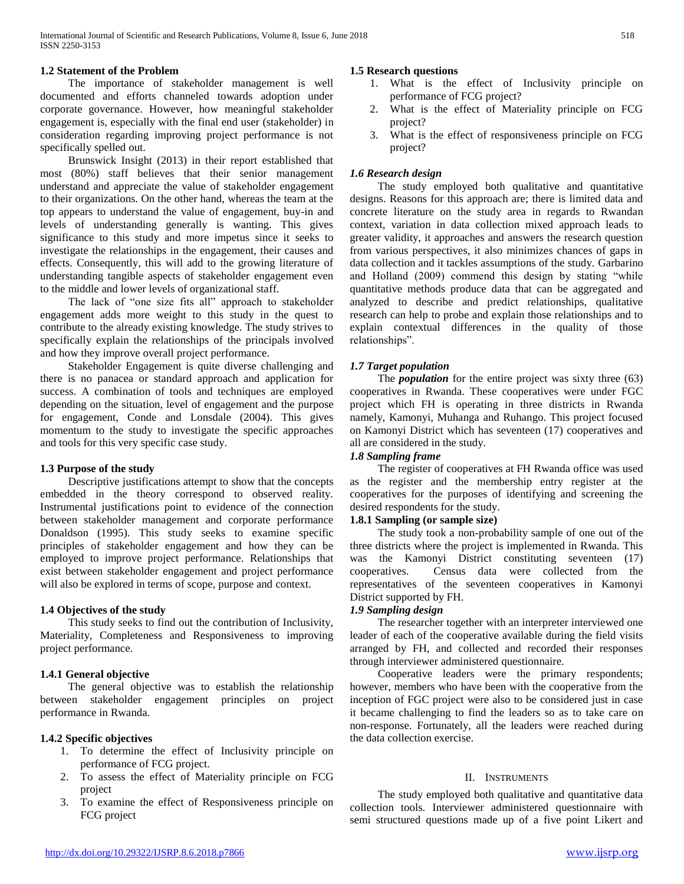### 1.2 Statement of the Problem

The importance of stakeholder management is well documented and efforts channeled towards adoption under corporate governance. However, how meaningful stakeholder engagement is, especially with the final end user (stakeholder) in consideration regarding improving project performance is not specifically spelled out.

Brunswick Insight (2013) in their report established that most (80%) staff believes that their senior management understand and appreciate the value of stakeholder engagement to their organizations. On the other hand, whereas the team at the top appears to understand the value of engagement, buy-in and levels of understanding generally is wanting. This gives significance to this study and more impetus since it seeks to investigate the relationships in the engagement, their causes and effects. Consequently, this will add to the growing literature of understanding tangible aspects of stakeholder engagement even to the middle and lower levels of organizational staff.

The lack of "one size fits all" approach to stakeholder engagement adds more weight to this study in the quest to contribute to the already existing knowledge. The study strives to specifically explain the relationships of the principals involved and how they improve overall project performance.

Stakeholder Engagement is quite diverse challenging and there is no panacea or standard approach and application for success. A combination of tools and techniques are employed depending on the situation, level of engagement and the purpose for engagement, Conde and Lonsdale (2004). This gives momentum to the study to investigate the specific approaches and tools for this very specific case study.

### 1.3 Purpose of the study

Descriptive justifications attempt to show that the concepts embedded in the theory correspond to observed reality. Instrumental justifications point to evidence of the connection between stakeholder management and corporate performance Donaldson (1995). This study seeks to examine specific principles of stakeholder engagement and how they can be employed to improve project performance. Relationships that exist between stakeholder engagement and project performance will also be explored in terms of scope, purpose and context.

### 1.4 Objectives of the study

This study seeks to find out the contribution of Inclusivity, Materiality, Completeness and Responsiveness to improving project performance.

#### 1.4.1 General objective

The general objective was to establish the relationship between stakeholder engagement principles on project performance in Rwanda.

#### 1.4.2 Specific objectives

1. To determine the effect of Inclusivity principle on performance of FCG project.
2. To assess the effect of Materiality principle on FCG project
3. To examine the effect of Responsiveness principle on FCG project

### 1.5 Research questions

1. What is the effect of Inclusivity principle on performance of FCG project?
2. What is the effect of Materiality principle on FCG project?
3. What is the effect of responsiveness principle on FCG project?

### *1.6 Research design*

The study employed both qualitative and quantitative designs. Reasons for this approach are; there is limited data and concrete literature on the study area in regards to Rwandan context, variation in data collection mixed approach leads to greater validity, it approaches and answers the research question from various perspectives, it also minimizes chances of gaps in data collection and it tackles assumptions of the study. Garbarino and Holland (2009) commend this design by stating "while quantitative methods produce data that can be aggregated and analyzed to describe and predict relationships, qualitative research can help to probe and explain those relationships and to explain contextual differences in the quality of those relationships".

### *1.7 Target population*

The ***population*** for the entire project was sixty three (63) cooperatives in Rwanda. These cooperatives were under FGC project which FH is operating in three districts in Rwanda namely, Kamonyi, Muhanga and Ruhango. This project focused on Kamonyi District which has seventeen (17) cooperatives and all are considered in the study.

### *1.8 Sampling frame*

The register of cooperatives at FH Rwanda office was used as the register and the membership entry register at the cooperatives for the purposes of identifying and screening the desired respondents for the study.

#### 1.8.1 Sampling (or sample size)

The study took a non-probability sample of one out of the three districts where the project is implemented in Rwanda. This was the Kamonyi District constituting seventeen (17) cooperatives. Census data were collected from the representatives of the seventeen cooperatives in Kamonyi District supported by FH.

### *1.9 Sampling design*

The researcher together with an interpreter interviewed one leader of each of the cooperative available during the field visits arranged by FH, and collected and recorded their responses through interviewer administered questionnaire.

Cooperative leaders were the primary respondents; however, members who have been with the cooperative from the inception of FGC project were also to be considered just in case it became challenging to find the leaders so as to take care on non-response. Fortunately, all the leaders were reached during the data collection exercise.

## II. Instruments

The study employed both qualitative and quantitative data collection tools. Interviewer administered questionnaire with semi structured questions made up of a five point Likert and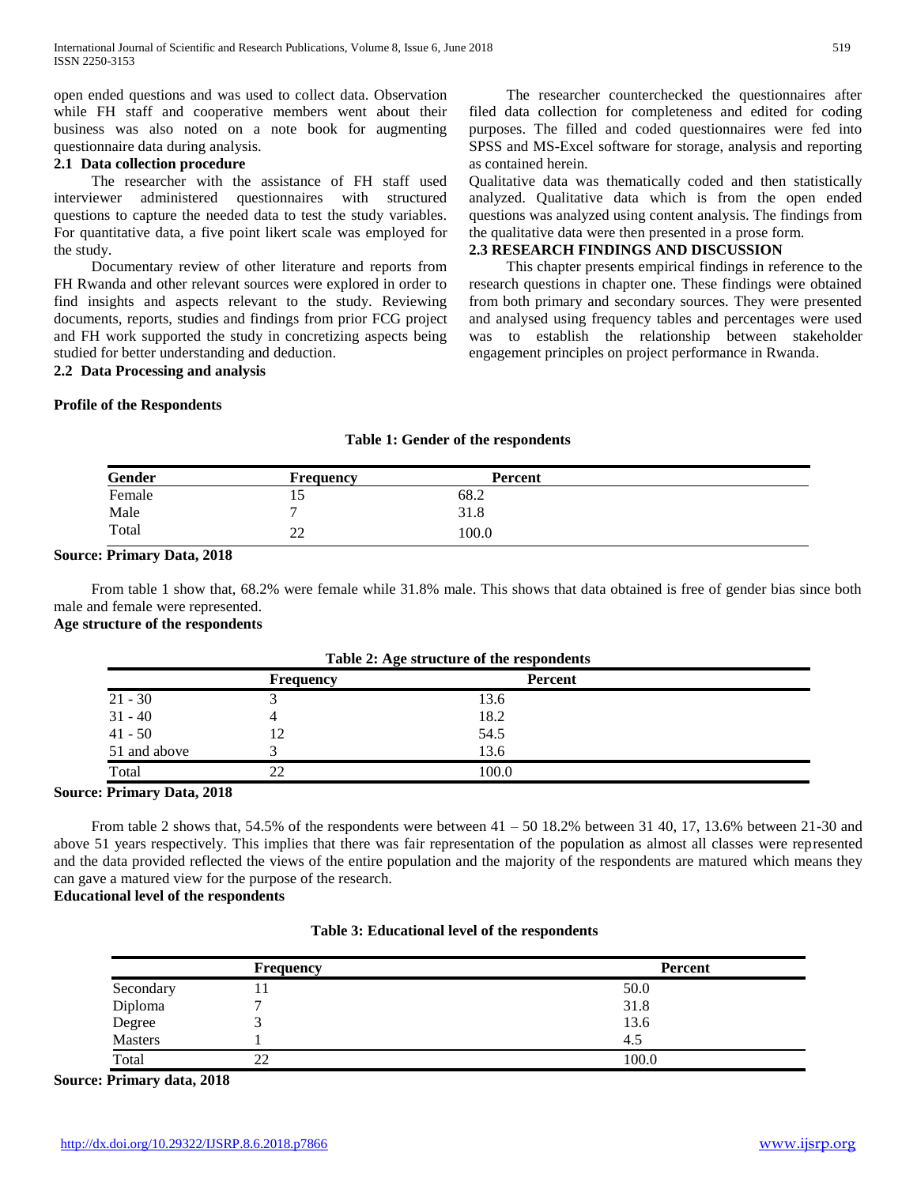open ended questions and was used to collect data. Observation while FH staff and cooperative members went about their business was also noted on a note book for augmenting questionnaire data during analysis.

### 2.1 Data collection procedure

The researcher with the assistance of FH staff used interviewer administered questionnaires with structured questions to capture the needed data to test the study variables. For quantitative data, a five point likert scale was employed for the study.

Documentary review of other literature and reports from FH Rwanda and other relevant sources were explored in order to find insights and aspects relevant to the study. Reviewing documents, reports, studies and findings from prior FCG project and FH work supported the study in concretizing aspects being studied for better understanding and deduction.

### 2.2 Data Processing and analysis

The researcher counterchecked the questionnaires after filed data collection for completeness and edited for coding purposes. The filled and coded questionnaires were fed into SPSS and MS-Excel software for storage, analysis and reporting as contained herein.

Qualitative data was thematically coded and then statistically analyzed. Qualitative data which is from the open ended questions was analyzed using content analysis. The findings from the qualitative data were then presented in a prose form.

### 2.3 RESEARCH FINDINGS AND DISCUSSION

This chapter presents empirical findings in reference to the research questions in chapter one. These findings were obtained from both primary and secondary sources. They were presented and analysed using frequency tables and percentages were used was to establish the relationship between stakeholder engagement principles on project performance in Rwanda.

**Profile of the Respondents**

**Table 1: Gender of the respondents**

| Gender | Frequency | Percent |
|---|---|---|
| Female | 15 | 68.2 |
| Male | 7 | 31.8 |
| Total | 22 | 100.0 |

**Source: Primary Data, 2018**

From table 1 show that, 68.2% were female while 31.8% male. This shows that data obtained is free of gender bias since both male and female were represented.

**Age structure of the respondents**

**Table 2: Age structure of the respondents**

| | Frequency | Percent |
|---|---|---|
| 21 - 30 | 3 | 13.6 |
| 31 - 40 | 4 | 18.2 |
| 41 - 50 | 12 | 54.5 |
| 51 and above | 3 | 13.6 |
| Total | 22 | 100.0 |

**Source: Primary Data, 2018**

From table 2 shows that, 54.5% of the respondents were between 41 – 50 18.2% between 31 40, 17, 13.6% between 21-30 and above 51 years respectively. This implies that there was fair representation of the population as almost all classes were represented and the data provided reflected the views of the entire population and the majority of the respondents are matured which means they can gave a matured view for the purpose of the research.

**Educational level of the respondents**

**Table 3: Educational level of the respondents**

| | Frequency | Percent |
|---|---|---|
| Secondary | 11 | 50.0 |
| Diploma | 7 | 31.8 |
| Degree | 3 | 13.6 |
| Masters | 1 | 4.5 |
| Total | 22 | 100.0 |

**Source: Primary data, 2018**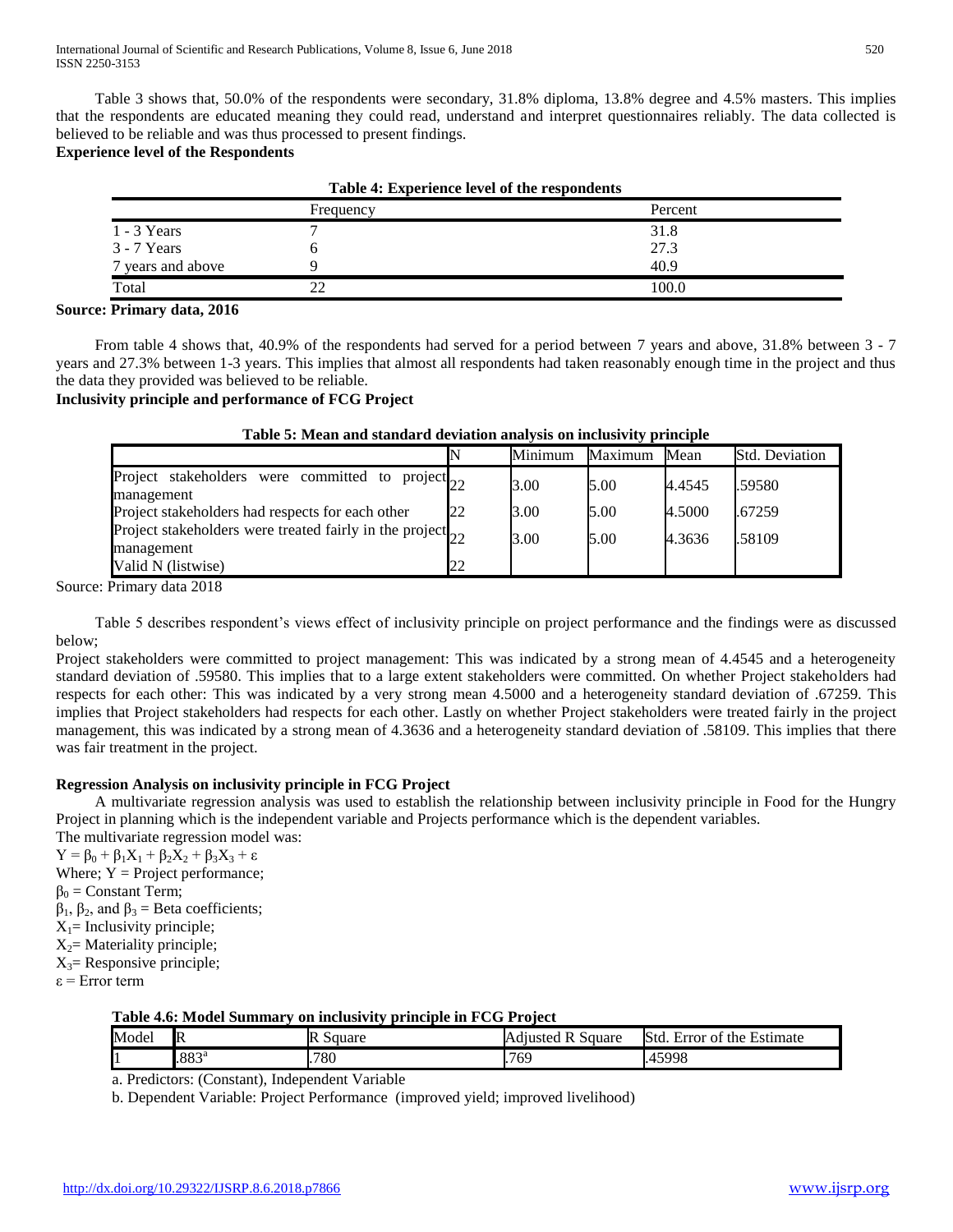Table 3 shows that, 50.0% of the respondents were secondary, 31.8% diploma, 13.8% degree and 4.5% masters. This implies that the respondents are educated meaning they could read, understand and interpret questionnaires reliably. The data collected is believed to be reliable and was thus processed to present findings.

**Experience level of the Respondents**

**Table 4: Experience level of the respondents**

| | Frequency | Percent |
|---|---|---|
| 1 - 3 Years | 7 | 31.8 |
| 3 - 7 Years | 6 | 27.3 |
| 7 years and above | 9 | 40.9 |
| Total | 22 | 100.0 |

**Source: Primary data, 2016**

From table 4 shows that, 40.9% of the respondents had served for a period between 7 years and above, 31.8% between 3 - 7 years and 27.3% between 1-3 years. This implies that almost all respondents had taken reasonably enough time in the project and thus the data they provided was believed to be reliable.

**Inclusivity principle and performance of FCG Project**

**Table 5: Mean and standard deviation analysis on inclusivity principle**

| | N | Minimum | Maximum | Mean | Std. Deviation |
|---|---|---|---|---|---|
| Project stakeholders were committed to project management | 22 | 3.00 | 5.00 | 4.4545 | .59580 |
| Project stakeholders had respects for each other | 22 | 3.00 | 5.00 | 4.5000 | .67259 |
| Project stakeholders were treated fairly in the project management | 22 | 3.00 | 5.00 | 4.3636 | .58109 |
| Valid N (listwise) | 22 | | | | |

Source: Primary data 2018

Table 5 describes respondent's views effect of inclusivity principle on project performance and the findings were as discussed below;

Project stakeholders were committed to project management: This was indicated by a strong mean of 4.4545 and a heterogeneity standard deviation of .59580. This implies that to a large extent stakeholders were committed. On whether Project stakeholders had respects for each other: This was indicated by a very strong mean 4.5000 and a heterogeneity standard deviation of .67259. This implies that Project stakeholders had respects for each other. Lastly on whether Project stakeholders were treated fairly in the project management, this was indicated by a strong mean of 4.3636 and a heterogeneity standard deviation of .58109. This implies that there was fair treatment in the project.

**Regression Analysis on inclusivity principle in FCG Project**

A multivariate regression analysis was used to establish the relationship between inclusivity principle in Food for the Hungry Project in planning which is the independent variable and Projects performance which is the dependent variables.

The multivariate regression model was:

$Y = \beta_0 + \beta_1 X_1 + \beta_2 X_2 + \beta_3 X_3 + \varepsilon$

Where; $Y$ = Project performance;

$\beta_0$ = Constant Term;

$\beta_1$, $\beta_2$, and $\beta_3$ = Beta coefficients;

$X_1$= Inclusivity principle;

$X_2$= Materiality principle;

$X_3$= Responsive principle;

$\varepsilon$ = Error term

**Table 4.6: Model Summary on inclusivity principle in FCG Project**

| Model | R | R Square | Adjusted R Square | Std. Error of the Estimate |
|---|---|---|---|---|
| 1 | .883[a] | .780 | .769 | .45998 |

a. Predictors: (Constant), Independent Variable

b. Dependent Variable: Project Performance (improved yield; improved livelihood)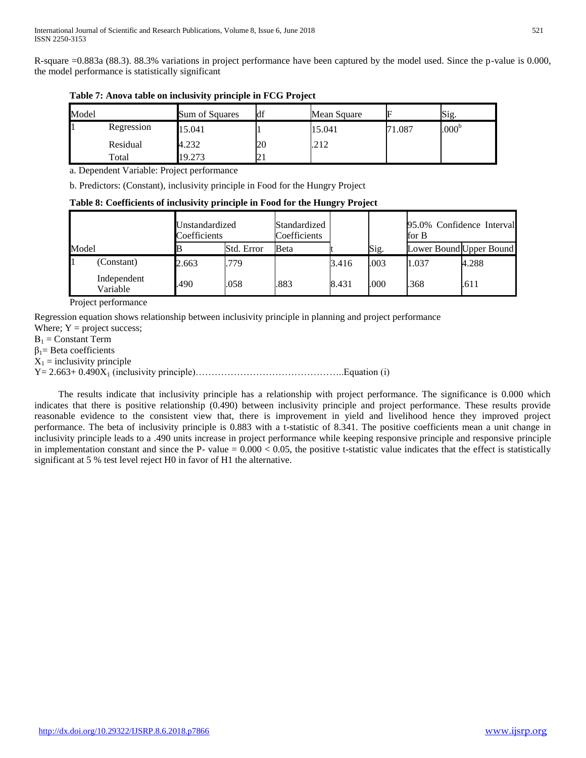R-square =0.883a (88.3). 88.3% variations in project performance have been captured by the model used. Since the p-value is 0.000, the model performance is statistically significant

**Table 7: Anova table on inclusivity principle in FCG Project**

| Model | | Sum of Squares | df | Mean Square | F | Sig. |
|---|---|---|---|---|---|---|
| 1 | Regression | 15.041 | 1 | 15.041 | 71.087 | .000[b] |
| | Residual | 4.232 | 20 | .212 | | |
| | Total | 19.273 | 21 | | | |

a. Dependent Variable: Project performance

b. Predictors: (Constant), inclusivity principle in Food for the Hungry Project

**Table 8: Coefficients of inclusivity principle in Food for the Hungry Project**

| Model | | Unstandardized Coefficients | | Standardized Coefficients | | | 95.0% Confidence Interval for B | |
|---|---|---|---|---|---|---|---|---|
| | | B | Std. Error | Beta | t | Sig. | Lower Bound | Upper Bound |
| 1 | (Constant) | 2.663 | .779 | | 3.416 | .003 | 1.037 | 4.288 |
| | Independent Variable | .490 | .058 | .883 | 8.431 | .000 | .368 | .611 |

Project performance

Regression equation shows relationship between inclusivity principle in planning and project performance

Where; Y = project success;

$B_1$ = Constant Term

$\beta_1$= Beta coefficients

$X_1$ = inclusivity principle

Y= 2.663+ 0.490$X_1$ (inclusivity principle)………………………………………..Equation (i)

The results indicate that inclusivity principle has a relationship with project performance. The significance is 0.000 which indicates that there is positive relationship (0.490) between inclusivity principle and project performance. These results provide reasonable evidence to the consistent view that, there is improvement in yield and livelihood hence they improved project performance. The beta of inclusivity principle is 0.883 with a t-statistic of 8.341. The positive coefficients mean a unit change in inclusivity principle leads to a .490 units increase in project performance while keeping responsive principle and responsive principle in implementation constant and since the P- value = 0.000 < 0.05, the positive t-statistic value indicates that the effect is statistically significant at 5 % test level reject H0 in favor of H1 the alternative.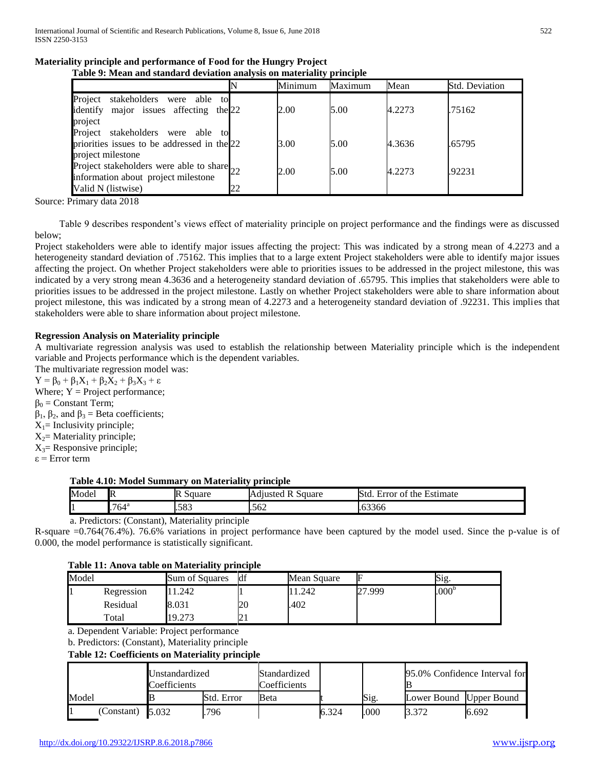**Materiality principle and performance of Food for the Hungry Project**

**Table 9: Mean and standard deviation analysis on materiality principle**

| | N | Minimum | Maximum | Mean | Std. Deviation |
|---|---|---|---|---|---|
| Project stakeholders were able to identify major issues affecting the project | 22 | 2.00 | 5.00 | 4.2273 | .75162 |
| Project stakeholders were able to priorities issues to be addressed in the project milestone | 22 | 3.00 | 5.00 | 4.3636 | .65795 |
| Project stakeholders were able to share information about project milestone | 22 | 2.00 | 5.00 | 4.2273 | .92231 |
| Valid N (listwise) | 22 | | | | |

Source: Primary data 2018

Table 9 describes respondent's views effect of materiality principle on project performance and the findings were as discussed below;

Project stakeholders were able to identify major issues affecting the project: This was indicated by a strong mean of 4.2273 and a heterogeneity standard deviation of .75162. This implies that to a large extent Project stakeholders were able to identify major issues affecting the project. On whether Project stakeholders were able to priorities issues to be addressed in the project milestone, this was indicated by a very strong mean 4.3636 and a heterogeneity standard deviation of .65795. This implies that stakeholders were able to priorities issues to be addressed in the project milestone. Lastly on whether Project stakeholders were able to share information about project milestone, this was indicated by a strong mean of 4.2273 and a heterogeneity standard deviation of .92231. This implies that stakeholders were able to share information about project milestone.

**Regression Analysis on Materiality principle**

A multivariate regression analysis was used to establish the relationship between Materiality principle which is the independent variable and Projects performance which is the dependent variables.

The multivariate regression model was:

$Y = \beta_0 + \beta_1 X_1 + \beta_2 X_2 + \beta_3 X_3 + \varepsilon$

Where; Y = Project performance;

$\beta_0$ = Constant Term;

$\beta_1$, $\beta_2$, and $\beta_3$ = Beta coefficients;

$X_1$= Inclusivity principle;

$X_2$= Materiality principle;

$X_3$= Responsive principle;

$\varepsilon$ = Error term

**Table 4.10: Model Summary on Materiality principle**

| Model | R | R Square | Adjusted R Square | Std. Error of the Estimate |
|---|---|---|---|---|
| 1 | .764[a] | .583 | .562 | .63366 |

a. Predictors: (Constant), Materiality principle

R-square =0.764(76.4%). 76.6% variations in project performance have been captured by the model used. Since the p-value is of 0.000, the model performance is statistically significant.

**Table 11: Anova table on Materiality principle**

| Model | | Sum of Squares | df | Mean Square | F | Sig. |
|---|---|---|---|---|---|---|
| 1 | Regression | 11.242 | 1 | 11.242 | 27.999 | .000[b] |
| | Residual | 8.031 | 20 | .402 | | |
| | Total | 19.273 | 21 | | | |

a. Dependent Variable: Project performance

b. Predictors: (Constant), Materiality principle

**Table 12: Coefficients on Materiality principle**

| Model | | Unstandardized Coefficients | | Standardized Coefficients | t | Sig. | 95.0% Confidence Interval for B | |
|---|---|---|---|---|---|---|---|---|
| | | B | Std. Error | Beta | | | Lower Bound | Upper Bound |
| 1 | (Constant) | 5.032 | .796 | | 6.324 | .000 | 3.372 | 6.692 |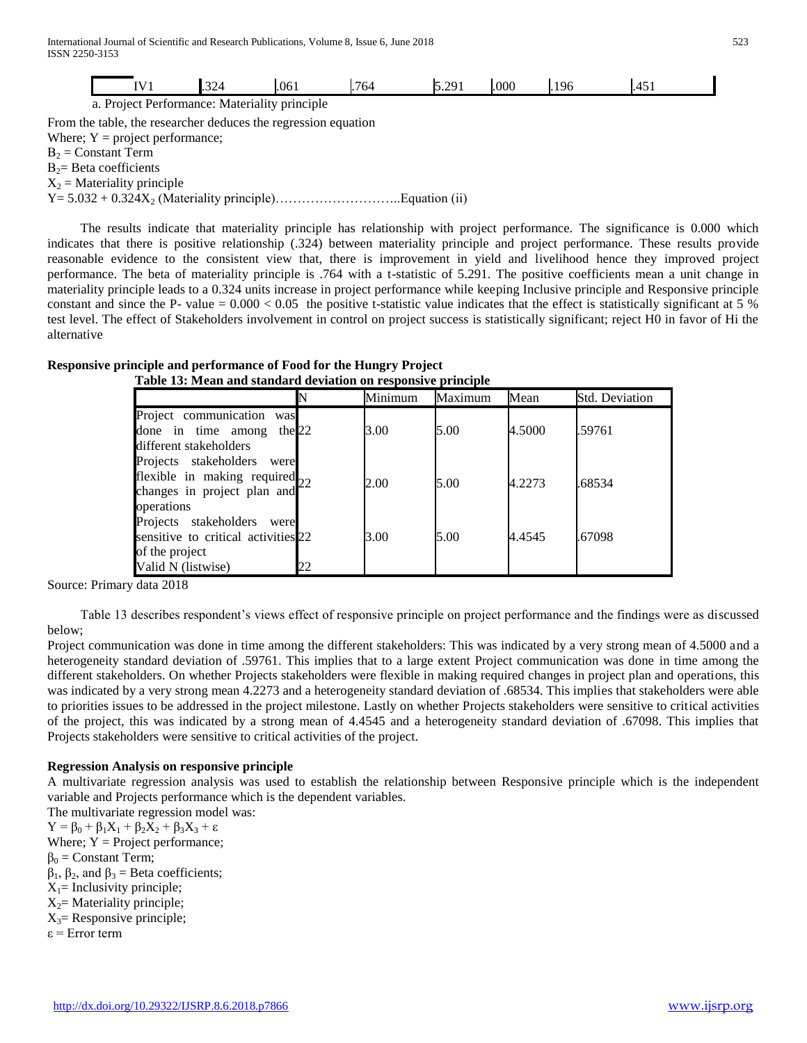| IV1 | .324 | .061 | .764 | 5.291 | .000 | .196 | .451 |
|---|---|---|---|---|---|---|---|

a. Project Performance: Materiality principle

From the table, the researcher deduces the regression equation

Where; Y = project performance;

$B_2$ = Constant Term

$B_2$= Beta coefficients

$X_2$ = Materiality principle

$Y= 5.032 + 0.324X_2$ (Materiality principle)………………………..Equation (ii)

The results indicate that materiality principle has relationship with project performance. The significance is 0.000 which indicates that there is positive relationship (.324) between materiality principle and project performance. These results provide reasonable evidence to the consistent view that, there is improvement in yield and livelihood hence they improved project performance. The beta of materiality principle is .764 with a t-statistic of 5.291. The positive coefficients mean a unit change in materiality principle leads to a 0.324 units increase in project performance while keeping Inclusive principle and Responsive principle constant and since the P- value = $0.000 < 0.05$ the positive t-statistic value indicates that the effect is statistically significant at 5 % test level. The effect of Stakeholders involvement in control on project success is statistically significant; reject H0 in favor of Hi the alternative

**Responsive principle and performance of Food for the Hungry Project**

**Table 13: Mean and standard deviation on responsive principle**

| | N | Minimum | Maximum | Mean | Std. Deviation |
|---|---|---|---|---|---|
| Project communication was done in time among the different stakeholders | 22 | 3.00 | 5.00 | 4.5000 | .59761 |
| Projects stakeholders were flexible in making required changes in project plan and operations | 22 | 2.00 | 5.00 | 4.2273 | .68534 |
| Projects stakeholders were sensitive to critical activities of the project | 22 | 3.00 | 5.00 | 4.4545 | .67098 |
| Valid N (listwise) | 22 | | | | |

Source: Primary data 2018

Table 13 describes respondent's views effect of responsive principle on project performance and the findings were as discussed below;

Project communication was done in time among the different stakeholders: This was indicated by a very strong mean of 4.5000 and a heterogeneity standard deviation of .59761. This implies that to a large extent Project communication was done in time among the different stakeholders. On whether Projects stakeholders were flexible in making required changes in project plan and operations, this was indicated by a very strong mean 4.2273 and a heterogeneity standard deviation of .68534. This implies that stakeholders were able to priorities issues to be addressed in the project milestone. Lastly on whether Projects stakeholders were sensitive to critical activities of the project, this was indicated by a strong mean of 4.4545 and a heterogeneity standard deviation of .67098. This implies that Projects stakeholders were sensitive to critical activities of the project.

**Regression Analysis on responsive principle**

A multivariate regression analysis was used to establish the relationship between Responsive principle which is the independent variable and Projects performance which is the dependent variables.

The multivariate regression model was:

$Y = \beta_0 + \beta_1X_1 + \beta_2X_2 + \beta_3X_3 + \varepsilon$

Where; Y = Project performance;

$\beta_0$ = Constant Term;

$\beta_1$, $\beta_2$, and $\beta_3$ = Beta coefficients;

$X_1$= Inclusivity principle;

$X_2$= Materiality principle;

$X_3$= Responsive principle;

$\varepsilon$ = Error term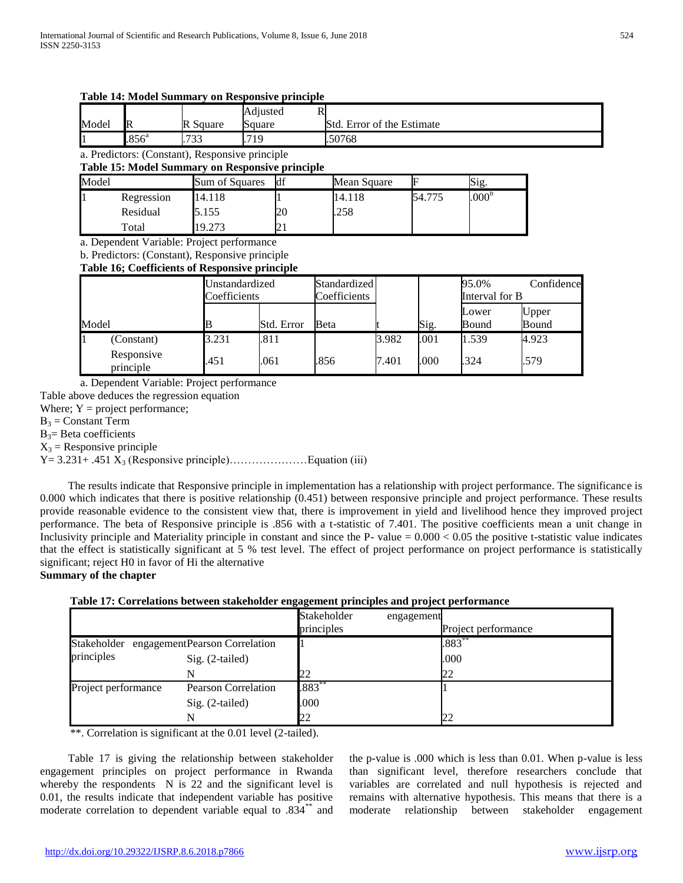**Table 14: Model Summary on Responsive principle**

| Model | R | R Square | Adjusted R Square | Std. Error of the Estimate |
|---|---|---|---|---|
| 1 | .856[a] | .733 | .719 | .50768 |

a. Predictors: (Constant), Responsive principle

**Table 15: Model Summary on Responsive principle**

| Model | | Sum of Squares | df | Mean Square | F | Sig. |
|---|---|---|---|---|---|---|
| 1 | Regression | 14.118 | 1 | 14.118 | 54.775 | .000[b] |
| | Residual | 5.155 | 20 | .258 | | |
| | Total | 19.273 | 21 | | | |

a. Dependent Variable: Project performance

b. Predictors: (Constant), Responsive principle

**Table 16; Coefficients of Responsive principle**

| Model | | Unstandardized Coefficients | | Standardized Coefficients | | | 95.0% Confidence Interval for B | |
|---|---|---|---|---|---|---|---|---|
| | | B | Std. Error | Beta | t | Sig. | Lower Bound | Upper Bound |
| 1 | (Constant) | 3.231 | .811 | | 3.982 | .001 | 1.539 | 4.923 |
| | Responsive principle | .451 | .061 | .856 | 7.401 | .000 | .324 | .579 |

a. Dependent Variable: Project performance

Table above deduces the regression equation

Where; Y = project performance;

$B_3$ = Constant Term

$B_3$= Beta coefficients

$X_3$ = Responsive principle

Y= 3.231+ .451 $X_3$ (Responsive principle)…………………Equation (iii)

The results indicate that Responsive principle in implementation has a relationship with project performance. The significance is 0.000 which indicates that there is positive relationship (0.451) between responsive principle and project performance. These results provide reasonable evidence to the consistent view that, there is improvement in yield and livelihood hence they improved project performance. The beta of Responsive principle is .856 with a t-statistic of 7.401. The positive coefficients mean a unit change in Inclusivity principle and Materiality principle in constant and since the P- value = 0.000 < 0.05 the positive t-statistic value indicates that the effect is statistically significant at 5 % test level. The effect of project performance on project performance is statistically significant; reject H0 in favor of Hi the alternative

**Summary of the chapter**

**Table 17: Correlations between stakeholder engagement principles and project performance**

| | | Stakeholder engagement principles | Project performance |
|---|---|---|---|
| Stakeholder engagement principles | Pearson Correlation | 1 | .883** |
| | Sig. (2-tailed) | | .000 |
| | N | 22 | 22 |
| Project performance | Pearson Correlation | .883** | 1 |
| | Sig. (2-tailed) | .000 | |
| | N | 22 | 22 |

**. Correlation is significant at the 0.01 level (2-tailed).

Table 17 is giving the relationship between stakeholder engagement principles on project performance in Rwanda whereby the respondents N is 22 and the significant level is 0.01, the results indicate that independent variable has positive moderate correlation to dependent variable equal to .834** and the p-value is .000 which is less than 0.01. When p-value is less than significant level, therefore researchers conclude that variables are correlated and null hypothesis is rejected and remains with alternative hypothesis. This means that there is a moderate relationship between stakeholder engagement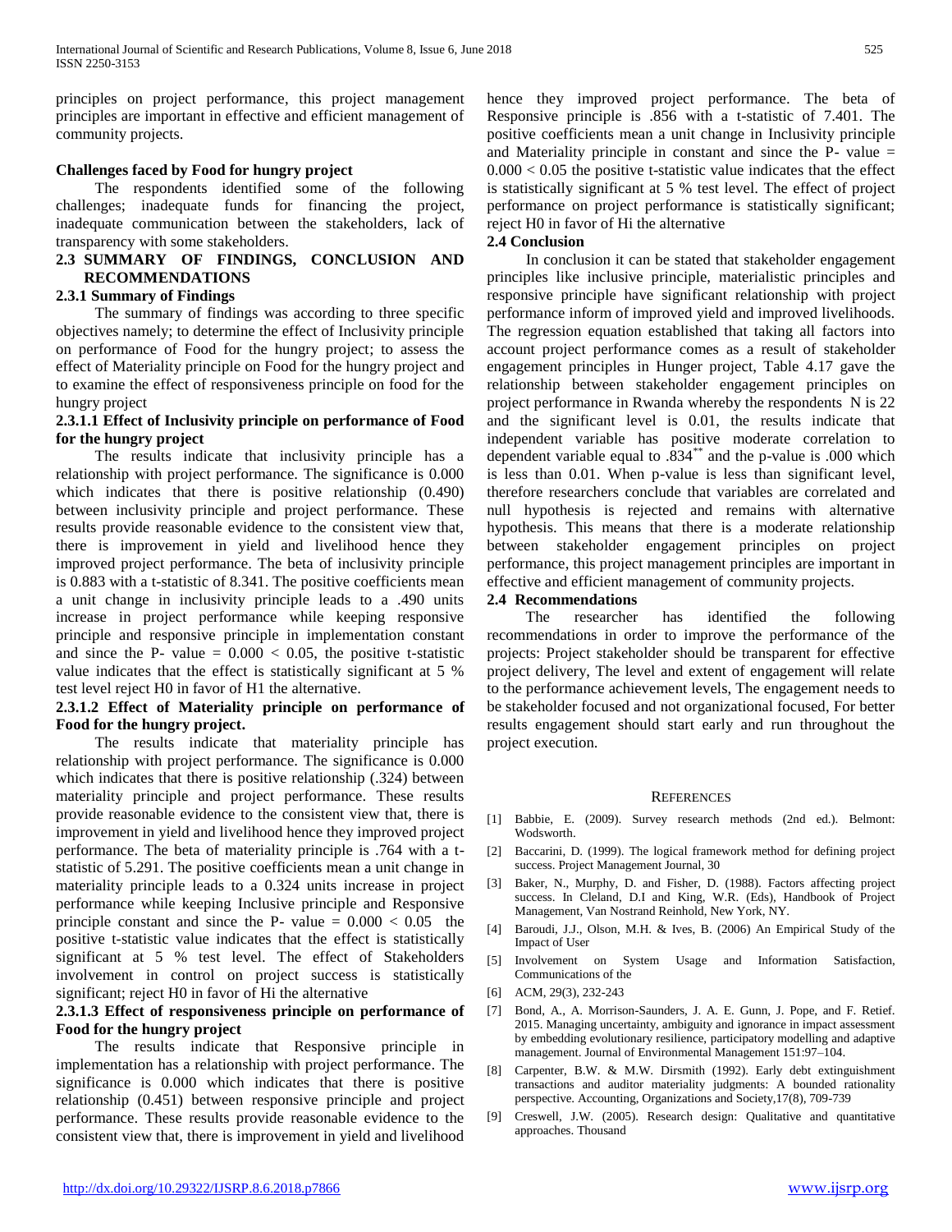principles on project performance, this project management principles are important in effective and efficient management of community projects.

**Challenges faced by Food for hungry project**

The respondents identified some of the following challenges; inadequate funds for financing the project, inadequate communication between the stakeholders, lack of transparency with some stakeholders.

## 2.3 SUMMARY OF FINDINGS, CONCLUSION AND RECOMMENDATIONS

### 2.3.1 Summary of Findings

The summary of findings was according to three specific objectives namely; to determine the effect of Inclusivity principle on performance of Food for the hungry project; to assess the effect of Materiality principle on Food for the hungry project and to examine the effect of responsiveness principle on food for the hungry project

#### 2.3.1.1 Effect of Inclusivity principle on performance of Food for the hungry project

The results indicate that inclusivity principle has a relationship with project performance. The significance is 0.000 which indicates that there is positive relationship (0.490) between inclusivity principle and project performance. These results provide reasonable evidence to the consistent view that, there is improvement in yield and livelihood hence they improved project performance. The beta of inclusivity principle is 0.883 with a t-statistic of 8.341. The positive coefficients mean a unit change in inclusivity principle leads to a .490 units increase in project performance while keeping responsive principle and responsive principle in implementation constant and since the P- value = $0.000 < 0.05$, the positive t-statistic value indicates that the effect is statistically significant at 5 % test level reject H0 in favor of H1 the alternative.

#### 2.3.1.2 Effect of Materiality principle on performance of Food for the hungry project.

The results indicate that materiality principle has relationship with project performance. The significance is 0.000 which indicates that there is positive relationship (.324) between materiality principle and project performance. These results provide reasonable evidence to the consistent view that, there is improvement in yield and livelihood hence they improved project performance. The beta of materiality principle is .764 with a t-statistic of 5.291. The positive coefficients mean a unit change in materiality principle leads to a 0.324 units increase in project performance while keeping Inclusive principle and Responsive principle constant and since the P- value = $0.000 < 0.05$ the positive t-statistic value indicates that the effect is statistically significant at 5 % test level. The effect of Stakeholders involvement in control on project success is statistically significant; reject H0 in favor of Hi the alternative

#### 2.3.1.3 Effect of responsiveness principle on performance of Food for the hungry project

The results indicate that Responsive principle in implementation has a relationship with project performance. The significance is 0.000 which indicates that there is positive relationship (0.451) between responsive principle and project performance. These results provide reasonable evidence to the consistent view that, there is improvement in yield and livelihood hence they improved project performance. The beta of Responsive principle is .856 with a t-statistic of 7.401. The positive coefficients mean a unit change in Inclusivity principle and Materiality principle in constant and since the P- value = $0.000 < 0.05$ the positive t-statistic value indicates that the effect is statistically significant at 5 % test level. The effect of project performance on project performance is statistically significant; reject H0 in favor of Hi the alternative

### 2.4 Conclusion

In conclusion it can be stated that stakeholder engagement principles like inclusive principle, materialistic principles and responsive principle have significant relationship with project performance inform of improved yield and improved livelihoods. The regression equation established that taking all factors into account project performance comes as a result of stakeholder engagement principles in Hunger project, Table 4.17 gave the relationship between stakeholder engagement principles on project performance in Rwanda whereby the respondents N is 22 and the significant level is 0.01, the results indicate that independent variable has positive moderate correlation to dependent variable equal to .834** and the p-value is .000 which is less than 0.01. When p-value is less than significant level, therefore researchers conclude that variables are correlated and null hypothesis is rejected and remains with alternative hypothesis. This means that there is a moderate relationship between stakeholder engagement principles on project performance, this project management principles are important in effective and efficient management of community projects.

### 2.4 Recommendations

The researcher has identified the following recommendations in order to improve the performance of the projects: Project stakeholder should be transparent for effective project delivery, The level and extent of engagement will relate to the performance achievement levels, The engagement needs to be stakeholder focused and not organizational focused, For better results engagement should start early and run throughout the project execution.

## REFERENCES

[1] Babbie, E. (2009). Survey research methods (2nd ed.). Belmont: Wodsworth.

[2] Baccarini, D. (1999). The logical framework method for defining project success. Project Management Journal, 30

[3] Baker, N., Murphy, D. and Fisher, D. (1988). Factors affecting project success. In Cleland, D.I and King, W.R. (Eds), Handbook of Project Management, Van Nostrand Reinhold, New York, NY.

[4] Baroudi, J.J., Olson, M.H. & Ives, B. (2006) An Empirical Study of the Impact of User

[5] Involvement on System Usage and Information Satisfaction, Communications of the

[6] ACM, 29(3), 232-243

[7] Bond, A., A. Morrison-Saunders, J. A. E. Gunn, J. Pope, and F. Retief. 2015. Managing uncertainty, ambiguity and ignorance in impact assessment by embedding evolutionary resilience, participatory modelling and adaptive management. Journal of Environmental Management 151:97–104.

[8] Carpenter, B.W. & M.W. Dirsmith (1992). Early debt extinguishment transactions and auditor materiality judgments: A bounded rationality perspective. Accounting, Organizations and Society,17(8), 709-739

[9] Creswell, J.W. (2005). Research design: Qualitative and quantitative approaches. Thousand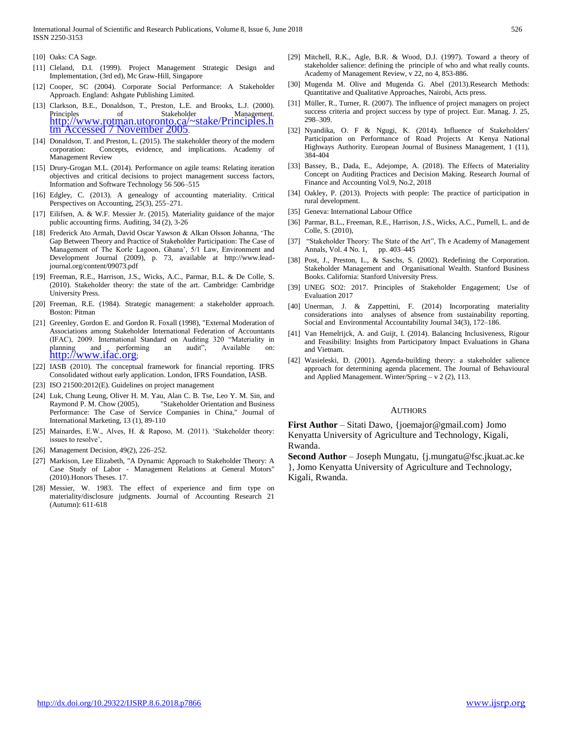[10] Oaks: CA Sage.

[11] Cleland, D.I. (1999). Project Management Strategic Design and Implementation, (3rd ed), Mc Graw-Hill, Singapore

[12] Cooper, SC (2004). Corporate Social Performance: A Stakeholder Approach. England: Ashgate Publishing Limited.

[13] Clarkson, B.E., Donaldson, T., Preston, L.E. and Brooks, L.J. (2000). Principles of Stakeholder Management. http://www.rotman.utoronto.ca/~stake/Principles.htm Accessed 7 November 2005.

[14] Donaldson, T. and Preston, L. (2015). The stakeholder theory of the modern corporation: Concepts, evidence, and implications. Academy of Management Review

[15] Drury-Grogan M.L. (2014). Performance on agile teams: Relating iteration objectives and critical decisions to project management success factors, Information and Software Technology 56 506–515

[16] Edgley, C. (2013). A genealogy of accounting materiality. Critical Perspectives on Accounting, 25(3), 255–271.

[17] Eilifsen, A. & W.F. Messier Jr. (2015). Materiality guidance of the major public accounting firms. Auditing, 34 (2), 3-26

[18] Frederick Ato Armah, David Oscar Yawson & Alkan Olsson Johanna, 'The Gap Between Theory and Practice of Stakeholder Participation: The Case of Management of The Korle Lagoon, Ghana', 5/1 Law, Environment and Development Journal (2009), p. 73, available at http://www.lead-journal.org/content/09073.pdf

[19] Freeman, R.E., Harrison, J.S., Wicks, A.C., Parmar, B.L. & De Colle, S. (2010). Stakeholder theory: the state of the art. Cambridge: Cambridge University Press.

[20] Freeman, R.E. (1984). Strategic management: a stakeholder approach. Boston: Pitman

[21] Greenley, Gordon E. and Gordon R. Foxall (1998), "External Moderation of Associations among Stakeholder International Federation of Accountants (IFAC), 2009. International Standard on Auditing 320 "Materiality in planning and performing an audit", Available on: http://www.ifac.org;

[22] IASB (2010). The conceptual framework for financial reporting. IFRS Consolidated without early application. London, IFRS Foundation, IASB.

[23] ISO 21500:2012(E). Guidelines on project management

[24] Luk, Chung Leung, Oliver H. M. Yau, Alan C. B. Tse, Leo Y. M. Sin, and Raymond P. M. Chow (2005), "Stakeholder Orientation and Business Performance: The Case of Service Companies in China," Journal of International Marketing, 13 (1), 89-110

[25] Mainardes, E.W., Alves, H. & Raposo, M. (2011). 'Stakeholder theory: issues to resolve',

[26] Management Decision, 49(2), 226–252.

[27] Markison, Lee Elizabeth, "A Dynamic Approach to Stakeholder Theory: A Case Study of Labor - Management Relations at General Motors" (2010).Honors Theses. 17.

[28] Messier, W. 1983. The effect of experience and firm type on materiality/disclosure judgments. Journal of Accounting Research 21 (Autumn): 611-618

[29] Mitchell, R.K., Agle, B.R. & Wood, D.J. (1997). Toward a theory of stakeholder salience: defining the principle of who and what really counts. Academy of Management Review, v 22, no 4, 853-886.

[30] Mugenda M. Olive and Mugenda G. Abel (2013).Research Methods: Quantitative and Qualitative Approaches, Nairobi, Acts press.

[31] Müller, R., Turner, R. (2007). The influence of project managers on project success criteria and project success by type of project. Eur. Manag. J. 25, 298–309.

[32] Nyandika, O. F & Ngugi, K. (2014). Influence of Stakeholders' Participation on Performance of Road Projects At Kenya National Highways Authority. European Journal of Business Management, 1 (11), 384-404

[33] Bassey, B., Dada, E., Adejompe, A. (2018). The Effects of Materiality Concept on Auditing Practices and Decision Making. Research Journal of Finance and Accounting Vol.9, No.2, 2018

[34] Oakley, P. (2013). Projects with people: The practice of participation in rural development.

[35] Geneva: International Labour Office

[36] Parmar, B.L., Freeman, R.E., Harrison, J.S., Wicks, A.C., Purnell, L. and de Colle, S. (2010),

[37] "Stakeholder Theory: The State of the Art", Th e Academy of Management Annals, Vol. 4 No. 1, pp. 403–445

[38] Post, J., Preston, L., & Saschs, S. (2002). Redefining the Corporation. Stakeholder Management and Organisational Wealth. Stanford Business Books. California: Stanford University Press.

[39] UNEG SO2: 2017. Principles of Stakeholder Engagement; Use of Evaluation 2017

[40] Unerman, J. & Zappettini, F. (2014) Incorporating materiality considerations into analyses of absence from sustainability reporting. Social and Environmental Accountability Journal 34(3), 172–186.

[41] Van Hemelrijck, A. and Guijt, I. (2014). Balancing Inclusiveness, Rigour and Feasibility: Insights from Participatory Impact Evaluations in Ghana and Vietnam.

[42] Wasieleski, D. (2001). Agenda-building theory: a stakeholder salience approach for determining agenda placement. The Journal of Behavioural and Applied Management. Winter/Spring – v 2 (2), 113.

## AUTHORS

**First Author** – Sitati Dawo, {joemajor@gmail.com} Jomo Kenyatta University of Agriculture and Technology, Kigali, Rwanda.

**Second Author** – Joseph Mungatu, {j.mungatu@fsc.jkuat.ac.ke}, Jomo Kenyatta University of Agriculture and Technology, Kigali, Rwanda.